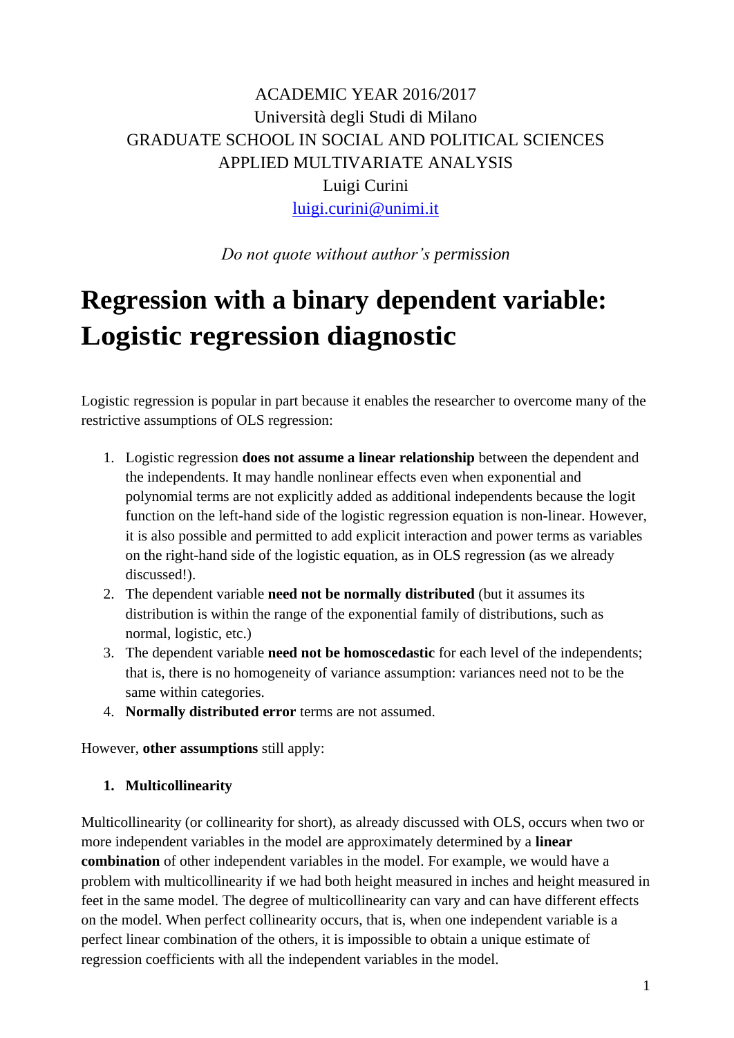ACADEMIC YEAR 2016/2017
Università degli Studi di Milano
GRADUATE SCHOOL IN SOCIAL AND POLITICAL SCIENCES
APPLIED MULTIVARIATE ANALYSIS
Luigi Curini
luigi.curini@unimi.it

*Do not quote without author's permission*

# Regression with a binary dependent variable: Logistic regression diagnostic

Logistic regression is popular in part because it enables the researcher to overcome many of the restrictive assumptions of OLS regression:

1. Logistic regression **does not assume a linear relationship** between the dependent and the independents. It may handle nonlinear effects even when exponential and polynomial terms are not explicitly added as additional independents because the logit function on the left-hand side of the logistic regression equation is non-linear. However, it is also possible and permitted to add explicit interaction and power terms as variables on the right-hand side of the logistic equation, as in OLS regression (as we already discussed!).
2. The dependent variable **need not be normally distributed** (but it assumes its distribution is within the range of the exponential family of distributions, such as normal, logistic, etc.)
3. The dependent variable **need not be homoscedastic** for each level of the independents; that is, there is no homogeneity of variance assumption: variances need not to be the same within categories.
4. **Normally distributed error** terms are not assumed.

However, **other assumptions** still apply:

1. **Multicollinearity**

Multicollinearity (or collinearity for short), as already discussed with OLS, occurs when two or more independent variables in the model are approximately determined by a **linear combination** of other independent variables in the model. For example, we would have a problem with multicollinearity if we had both height measured in inches and height measured in feet in the same model. The degree of multicollinearity can vary and can have different effects on the model. When perfect collinearity occurs, that is, when one independent variable is a perfect linear combination of the others, it is impossible to obtain a unique estimate of regression coefficients with all the independent variables in the model.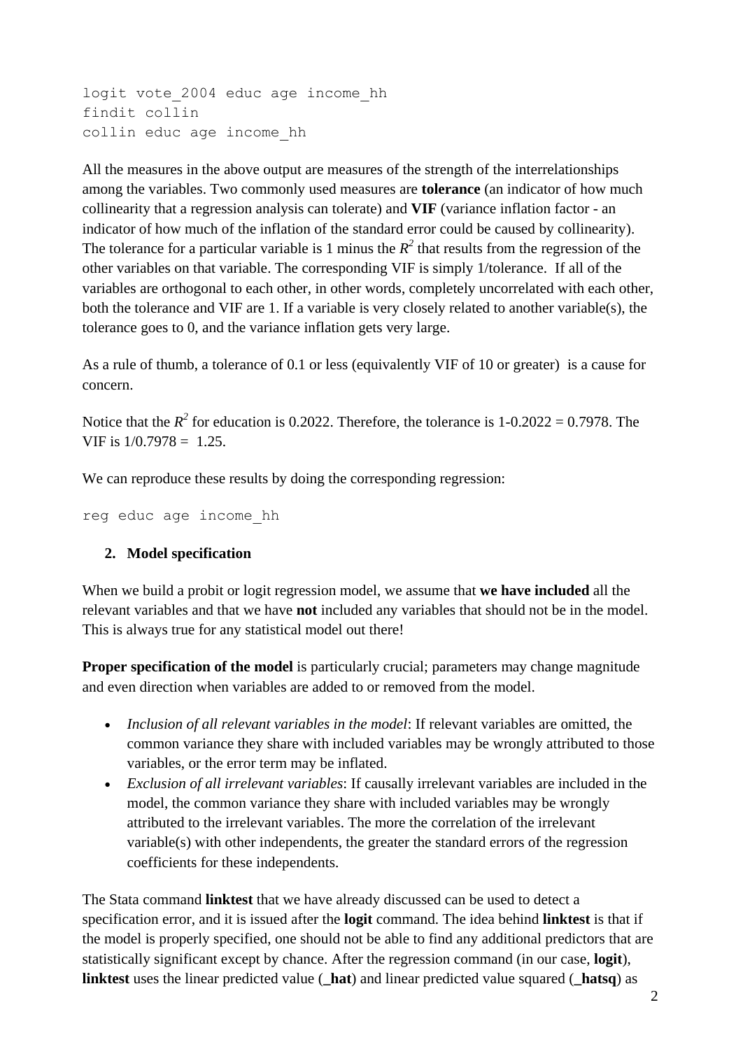```
logit vote_2004 educ age income_hh
findit collin
collin educ age income_hh
```

All the measures in the above output are measures of the strength of the interrelationships among the variables. Two commonly used measures are **tolerance** (an indicator of how much collinearity that a regression analysis can tolerate) and **VIF** (variance inflation factor - an indicator of how much of the inflation of the standard error could be caused by collinearity). The tolerance for a particular variable is 1 minus the $R^2$ that results from the regression of the other variables on that variable. The corresponding VIF is simply 1/tolerance. If all of the variables are orthogonal to each other, in other words, completely uncorrelated with each other, both the tolerance and VIF are 1. If a variable is very closely related to another variable(s), the tolerance goes to 0, and the variance inflation gets very large.

As a rule of thumb, a tolerance of 0.1 or less (equivalently VIF of 10 or greater) is a cause for concern.

Notice that the $R^2$ for education is 0.2022. Therefore, the tolerance is 1-0.2022 = 0.7978. The VIF is 1/0.7978 = 1.25.

We can reproduce these results by doing the corresponding regression:

```
reg educ age income_hh
```

## 2. Model specification

When we build a probit or logit regression model, we assume that **we have included** all the relevant variables and that we have **not** included any variables that should not be in the model. This is always true for any statistical model out there!

**Proper specification of the model** is particularly crucial; parameters may change magnitude and even direction when variables are added to or removed from the model.

- *Inclusion of all relevant variables in the model*: If relevant variables are omitted, the common variance they share with included variables may be wrongly attributed to those variables, or the error term may be inflated.
- *Exclusion of all irrelevant variables*: If causally irrelevant variables are included in the model, the common variance they share with included variables may be wrongly attributed to the irrelevant variables. The more the correlation of the irrelevant variable(s) with other independents, the greater the standard errors of the regression coefficients for these independents.

The Stata command **linktest** that we have already discussed can be used to detect a specification error, and it is issued after the **logit** command. The idea behind **linktest** is that if the model is properly specified, one should not be able to find any additional predictors that are statistically significant except by chance. After the regression command (in our case, **logit**), **linktest** uses the linear predicted value (**_hat**) and linear predicted value squared (**_hatsq**) as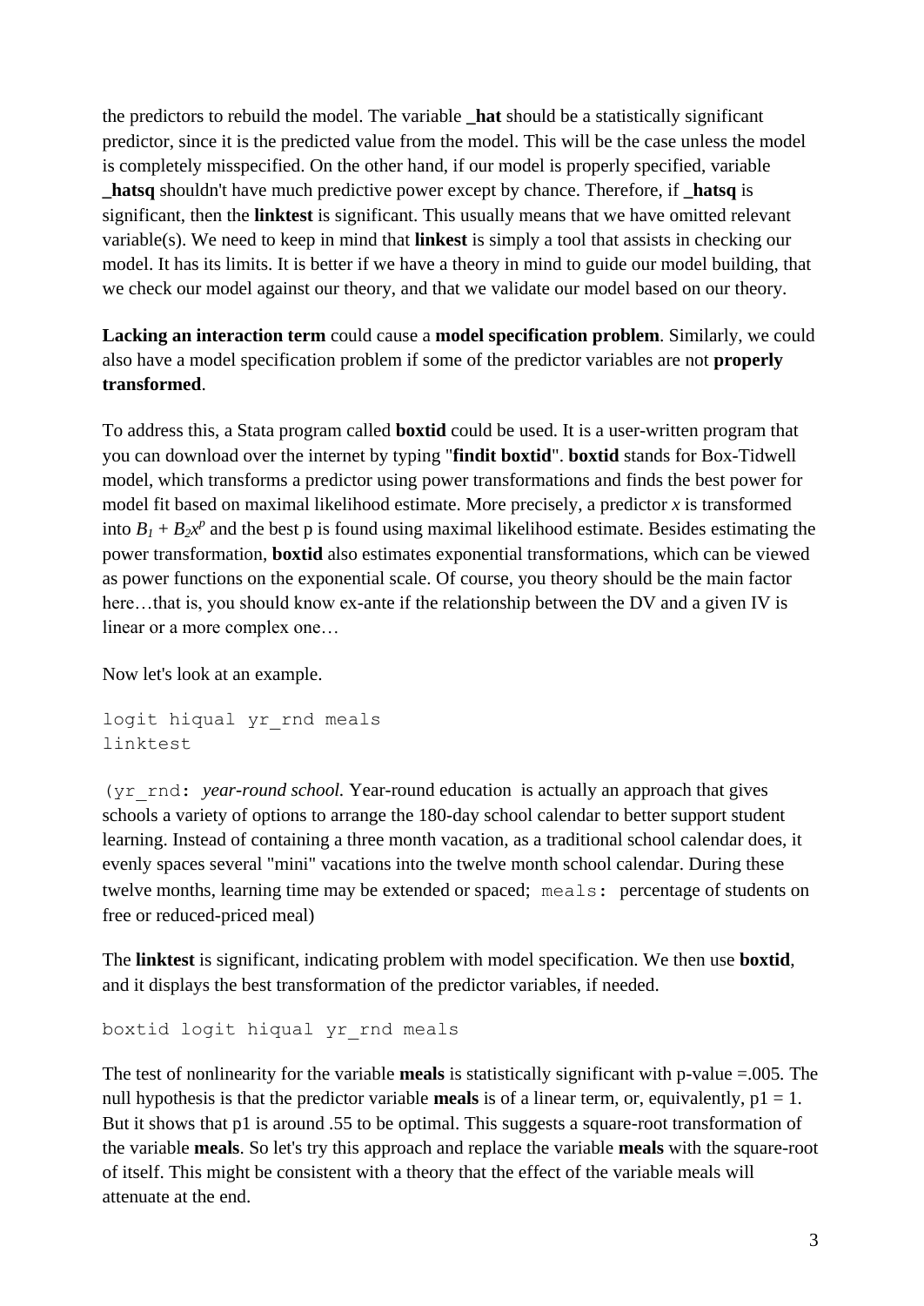the predictors to rebuild the model. The variable **_hat** should be a statistically significant predictor, since it is the predicted value from the model. This will be the case unless the model is completely misspecified. On the other hand, if our model is properly specified, variable **_hatsq** shouldn't have much predictive power except by chance. Therefore, if **_hatsq** is significant, then the **linktest** is significant. This usually means that we have omitted relevant variable(s). We need to keep in mind that **linkest** is simply a tool that assists in checking our model. It has its limits. It is better if we have a theory in mind to guide our model building, that we check our model against our theory, and that we validate our model based on our theory.

**Lacking an interaction term** could cause a **model specification problem**. Similarly, we could also have a model specification problem if some of the predictor variables are not **properly transformed**.

To address this, a Stata program called **boxtid** could be used. It is a user-written program that you can download over the internet by typing "**findit boxtid**". **boxtid** stands for Box-Tidwell model, which transforms a predictor using power transformations and finds the best power for model fit based on maximal likelihood estimate. More precisely, a predictor *x* is transformed into $B_1 + B_2x^p$ and the best p is found using maximal likelihood estimate. Besides estimating the power transformation, **boxtid** also estimates exponential transformations, which can be viewed as power functions on the exponential scale. Of course, you theory should be the main factor here…that is, you should know ex-ante if the relationship between the DV and a given IV is linear or a more complex one…

Now let's look at an example.

```
logit hiqual yr_rnd meals
linktest
```

(`yr_rnd:` *year-round school.* Year-round education is actually an approach that gives schools a variety of options to arrange the 180-day school calendar to better support student learning. Instead of containing a three month vacation, as a traditional school calendar does, it evenly spaces several "mini" vacations into the twelve month school calendar. During these twelve months, learning time may be extended or spaced; `meals:` percentage of students on free or reduced-priced meal)

The **linktest** is significant, indicating problem with model specification. We then use **boxtid**, and it displays the best transformation of the predictor variables, if needed.

```
boxtid logit hiqual yr_rnd meals
```

The test of nonlinearity for the variable **meals** is statistically significant with p-value =.005. The null hypothesis is that the predictor variable **meals** is of a linear term, or, equivalently, p1 = 1. But it shows that p1 is around .55 to be optimal. This suggests a square-root transformation of the variable **meals**. So let's try this approach and replace the variable **meals** with the square-root of itself. This might be consistent with a theory that the effect of the variable meals will attenuate at the end.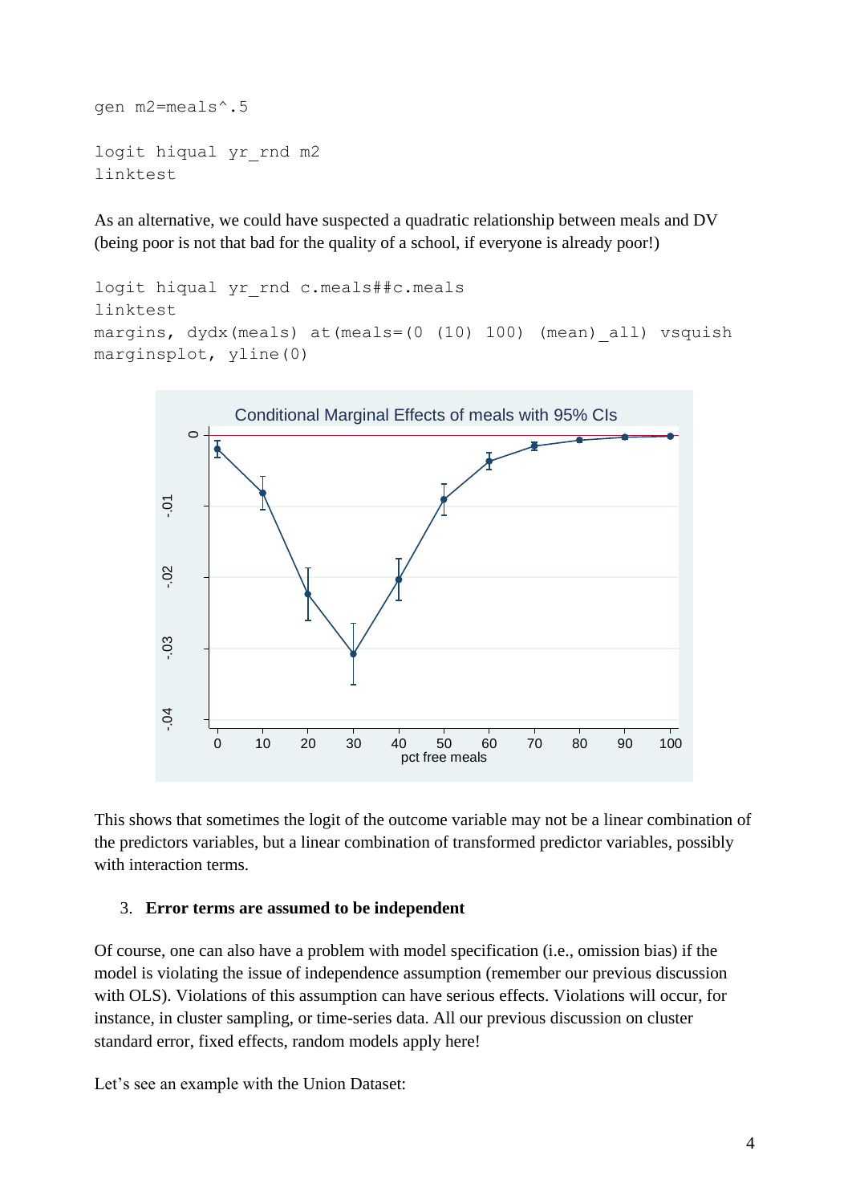```
gen m2=meals^.5

logit hiqual yr_rnd m2
linktest
```

As an alternative, we could have suspected a quadratic relationship between meals and DV (being poor is not that bad for the quality of a school, if everyone is already poor!)

```
logit hiqual yr_rnd c.meals##c.meals
linktest
margins, dydx(meals) at(meals=(0 (10) 100) (mean)_all) vsquish
marginsplot, yline(0)
```

This shows that sometimes the logit of the outcome variable may not be a linear combination of the predictors variables, but a linear combination of transformed predictor variables, possibly with interaction terms.

3. **Error terms are assumed to be independent**

Of course, one can also have a problem with model specification (i.e., omission bias) if the model is violating the issue of independence assumption (remember our previous discussion with OLS). Violations of this assumption can have serious effects. Violations will occur, for instance, in cluster sampling, or time-series data. All our previous discussion on cluster standard error, fixed effects, random models apply here!

Let's see an example with the Union Dataset: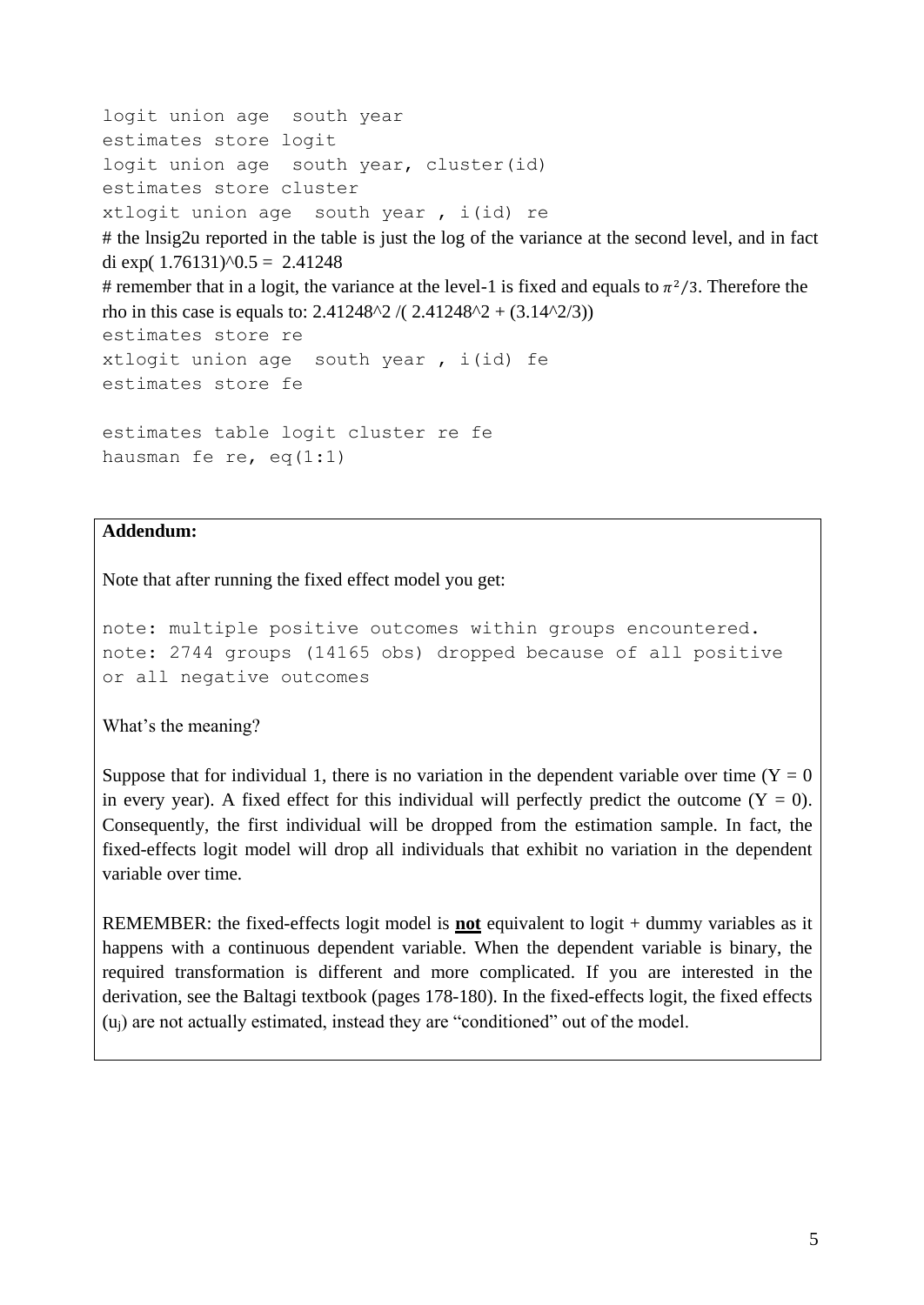```
logit union age  south year
estimates store logit
logit union age  south year, cluster(id)
estimates store cluster
xtlogit union age  south year , i(id) re
```

# the lnsig2u reported in the table is just the log of the variance at the second level, and in fact di exp( 1.76131)^0.5 =  2.41248

# remember that in a logit, the variance at the level-1 is fixed and equals to $\pi^2/3$. Therefore the rho in this case is equals to: 2.41248^2 /( 2.41248^2 + (3.14^2/3))

```
estimates store re
xtlogit union age  south year , i(id) fe
estimates store fe

estimates table logit cluster re fe
hausman fe re, eq(1:1)
```

**Addendum:**

Note that after running the fixed effect model you get:

```
note: multiple positive outcomes within groups encountered.
note: 2744 groups (14165 obs) dropped because of all positive
or all negative outcomes
```

What's the meaning?

Suppose that for individual 1, there is no variation in the dependent variable over time ($Y = 0$ in every year). A fixed effect for this individual will perfectly predict the outcome ($Y = 0$). Consequently, the first individual will be dropped from the estimation sample. In fact, the fixed-effects logit model will drop all individuals that exhibit no variation in the dependent variable over time.

REMEMBER: the fixed-effects logit model is **not** equivalent to logit + dummy variables as it happens with a continuous dependent variable. When the dependent variable is binary, the required transformation is different and more complicated. If you are interested in the derivation, see the Baltagi textbook (pages 178-180). In the fixed-effects logit, the fixed effects ($u_j$) are not actually estimated, instead they are "conditioned" out of the model.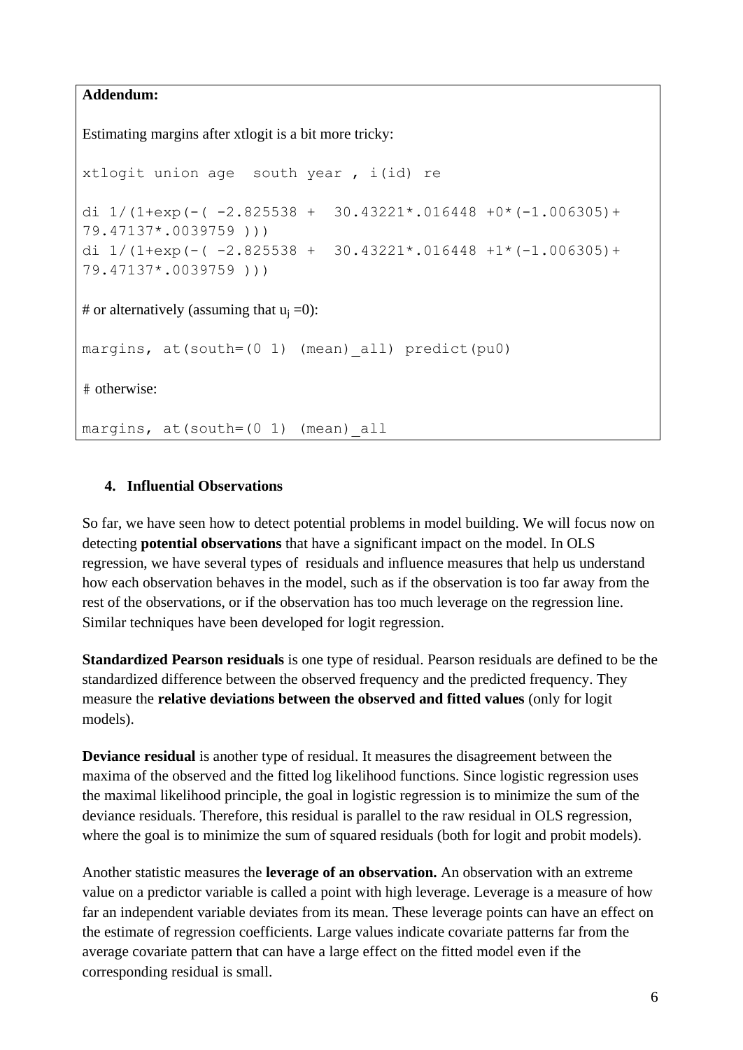**Addendum:**

Estimating margins after xtlogit is a bit more tricky:

```
xtlogit union age  south year , i(id) re

di 1/(1+exp(-( -2.825538 +  30.43221*.016448 +0*(-1.006305)+
79.47137*.0039759 )))
di 1/(1+exp(-( -2.825538 +  30.43221*.016448 +1*(-1.006305)+
79.47137*.0039759 )))
```

# or alternatively (assuming that $u_j$ =0):

```
margins, at(south=(0 1) (mean)_all) predict(pu0)
```

# otherwise:

```
margins, at(south=(0 1) (mean)_all
```

## 4. Influential Observations

So far, we have seen how to detect potential problems in model building. We will focus now on detecting **potential observations** that have a significant impact on the model. In OLS regression, we have several types of residuals and influence measures that help us understand how each observation behaves in the model, such as if the observation is too far away from the rest of the observations, or if the observation has too much leverage on the regression line. Similar techniques have been developed for logit regression.

**Standardized Pearson residuals** is one type of residual. Pearson residuals are defined to be the standardized difference between the observed frequency and the predicted frequency. They measure the **relative deviations between the observed and fitted values** (only for logit models).

**Deviance residual** is another type of residual. It measures the disagreement between the maxima of the observed and the fitted log likelihood functions. Since logistic regression uses the maximal likelihood principle, the goal in logistic regression is to minimize the sum of the deviance residuals. Therefore, this residual is parallel to the raw residual in OLS regression, where the goal is to minimize the sum of squared residuals (both for logit and probit models).

Another statistic measures the **leverage of an observation.** An observation with an extreme value on a predictor variable is called a point with high leverage. Leverage is a measure of how far an independent variable deviates from its mean. These leverage points can have an effect on the estimate of regression coefficients. Large values indicate covariate patterns far from the average covariate pattern that can have a large effect on the fitted model even if the corresponding residual is small.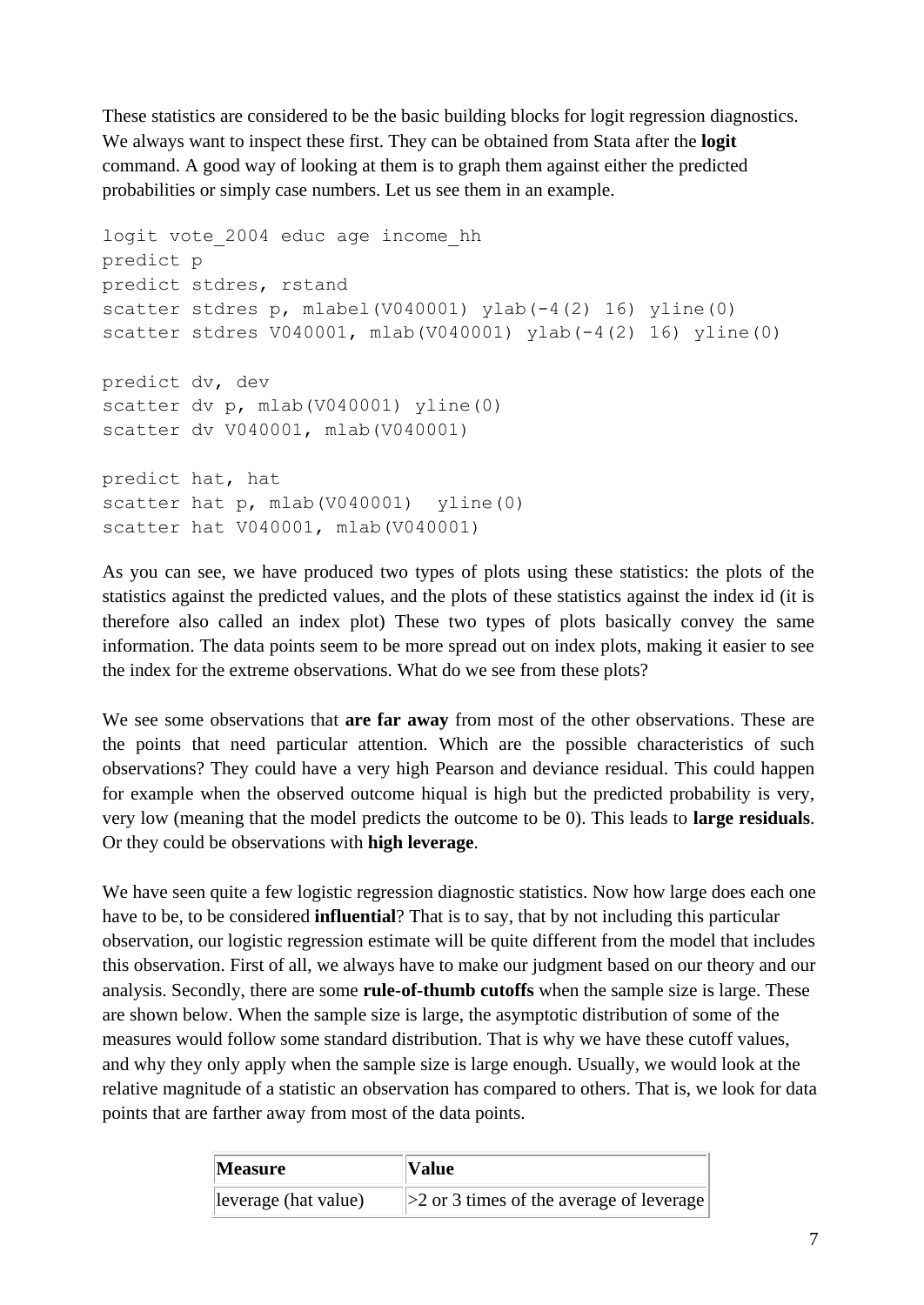These statistics are considered to be the basic building blocks for logit regression diagnostics. We always want to inspect these first. They can be obtained from Stata after the **logit** command. A good way of looking at them is to graph them against either the predicted probabilities or simply case numbers. Let us see them in an example.

```
logit vote_2004 educ age income_hh
predict p
predict stdres, rstand
scatter stdres p, mlabel(V040001) ylab(-4(2) 16) yline(0)
scatter stdres V040001, mlab(V040001) ylab(-4(2) 16) yline(0)

predict dv, dev
scatter dv p, mlab(V040001) yline(0)
scatter dv V040001, mlab(V040001)

predict hat, hat
scatter hat p, mlab(V040001)  yline(0)
scatter hat V040001, mlab(V040001)
```

As you can see, we have produced two types of plots using these statistics: the plots of the statistics against the predicted values, and the plots of these statistics against the index id (it is therefore also called an index plot) These two types of plots basically convey the same information. The data points seem to be more spread out on index plots, making it easier to see the index for the extreme observations. What do we see from these plots?

We see some observations that **are far away** from most of the other observations. These are the points that need particular attention. Which are the possible characteristics of such observations? They could have a very high Pearson and deviance residual. This could happen for example when the observed outcome hiqual is high but the predicted probability is very, very low (meaning that the model predicts the outcome to be 0). This leads to **large residuals**. Or they could be observations with **high leverage**.

We have seen quite a few logistic regression diagnostic statistics. Now how large does each one have to be, to be considered **influential**? That is to say, that by not including this particular observation, our logistic regression estimate will be quite different from the model that includes this observation. First of all, we always have to make our judgment based on our theory and our analysis. Secondly, there are some **rule-of-thumb cutoffs** when the sample size is large. These are shown below. When the sample size is large, the asymptotic distribution of some of the measures would follow some standard distribution. That is why we have these cutoff values, and why they only apply when the sample size is large enough. Usually, we would look at the relative magnitude of a statistic an observation has compared to others. That is, we look for data points that are farther away from most of the data points.

| **Measure** | **Value** |
|---|---|
| leverage (hat value) | >2 or 3 times of the average of leverage |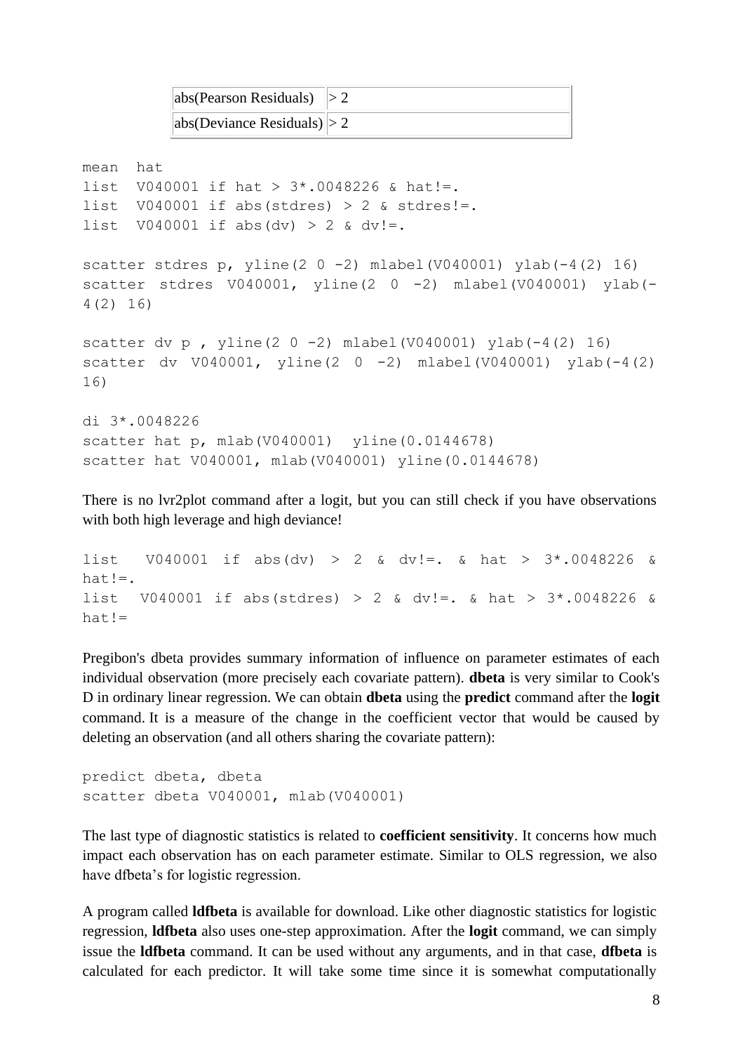| abs(Pearson Residuals) | > 2 |
|---|---|
| abs(Deviance Residuals) | > 2 |

```
mean  hat
list  V040001 if hat > 3*.0048226 & hat!=.
list  V040001 if abs(stdres) > 2 & stdres!=.
list  V040001 if abs(dv) > 2 & dv!=.

scatter stdres p, yline(2 0 -2) mlabel(V040001) ylab(-4(2) 16)
scatter  stdres  V040001,  yline(2  0  -2)  mlabel(V040001)  ylab(-
4(2) 16)

scatter dv p , yline(2 0 -2) mlabel(V040001) ylab(-4(2) 16)
scatter  dv  V040001,  yline(2  0  -2)  mlabel(V040001)  ylab(-4(2)
16)

di 3*.0048226
scatter hat p, mlab(V040001)  yline(0.0144678)
scatter hat V040001, mlab(V040001) yline(0.0144678)
```

There is no lvr2plot command after a logit, but you can still check if you have observations with both high leverage and high deviance!

```
list   V040001  if  abs(dv)  >  2  &  dv!=.  &  hat  >  3*.0048226  &
hat!=.
list  V040001 if abs(stdres) > 2 & dv!=. & hat > 3*.0048226 &
hat!=
```

Pregibon's dbeta provides summary information of influence on parameter estimates of each individual observation (more precisely each covariate pattern). **dbeta** is very similar to Cook's D in ordinary linear regression. We can obtain **dbeta** using the **predict** command after the **logit** command. It is a measure of the change in the coefficient vector that would be caused by deleting an observation (and all others sharing the covariate pattern):

```
predict dbeta, dbeta
scatter dbeta V040001, mlab(V040001)
```

The last type of diagnostic statistics is related to **coefficient sensitivity**. It concerns how much impact each observation has on each parameter estimate. Similar to OLS regression, we also have dfbeta's for logistic regression.

A program called **ldfbeta** is available for download. Like other diagnostic statistics for logistic regression, **ldfbeta** also uses one-step approximation. After the **logit** command, we can simply issue the **ldfbeta** command. It can be used without any arguments, and in that case, **dfbeta** is calculated for each predictor. It will take some time since it is somewhat computationally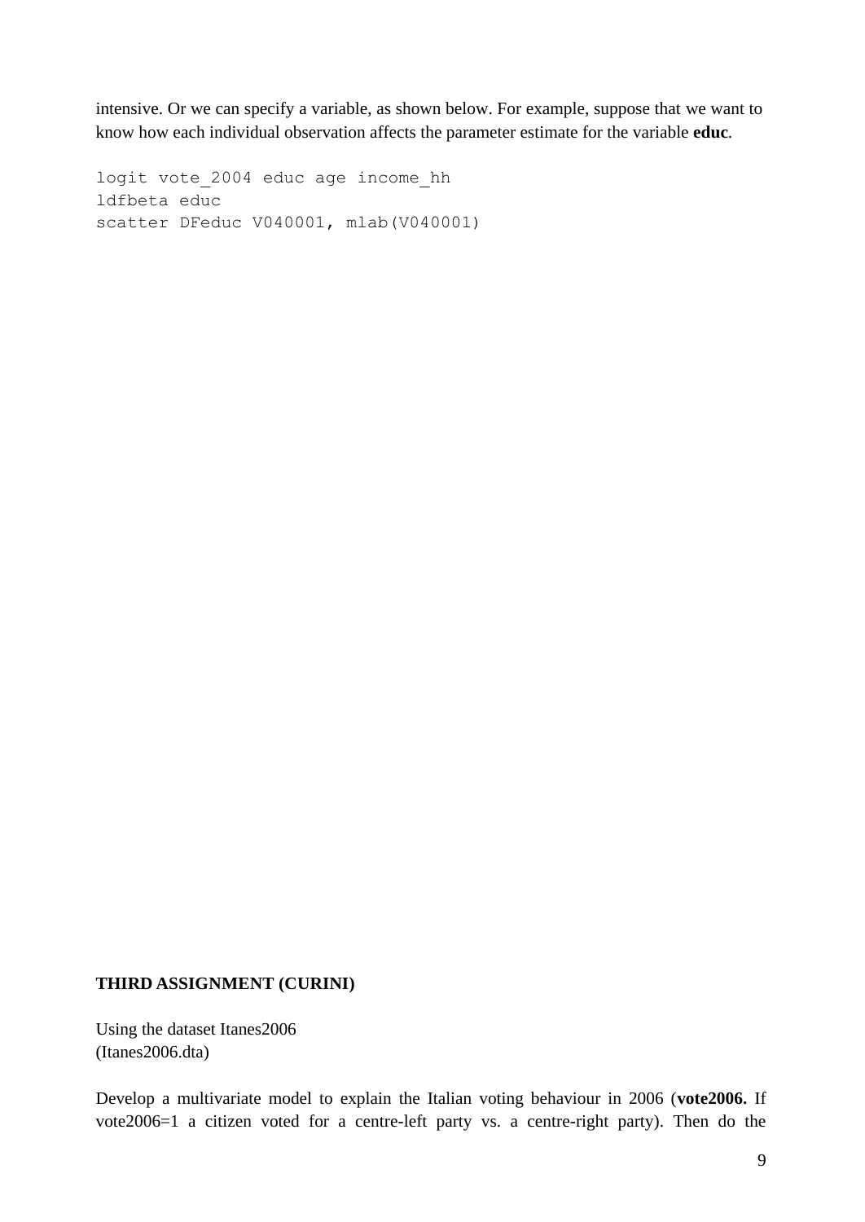intensive. Or we can specify a variable, as shown below. For example, suppose that we want to know how each individual observation affects the parameter estimate for the variable **educ**.

```
logit vote_2004 educ age income_hh
ldfbeta educ
scatter DFeduc V040001, mlab(V040001)
```

**THIRD ASSIGNMENT (CURINI)**

Using the dataset Itanes2006
(Itanes2006.dta)

Develop a multivariate model to explain the Italian voting behaviour in 2006 (**vote2006.** If vote2006=1 a citizen voted for a centre-left party vs. a centre-right party). Then do the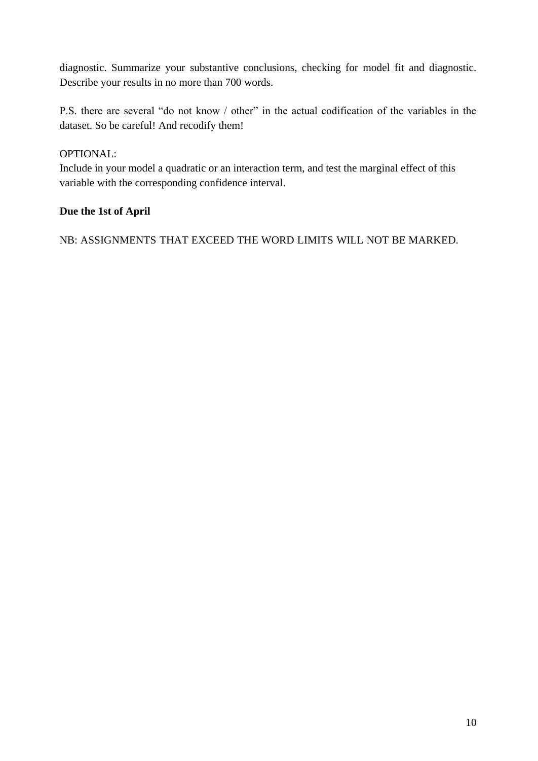diagnostic. Summarize your substantive conclusions, checking for model fit and diagnostic. Describe your results in no more than 700 words.

P.S. there are several “do not know / other” in the actual codification of the variables in the dataset. So be careful! And recodify them!

OPTIONAL:
Include in your model a quadratic or an interaction term, and test the marginal effect of this variable with the corresponding confidence interval.

**Due the 1st of April**

NB: ASSIGNMENTS THAT EXCEED THE WORD LIMITS WILL NOT BE MARKED.